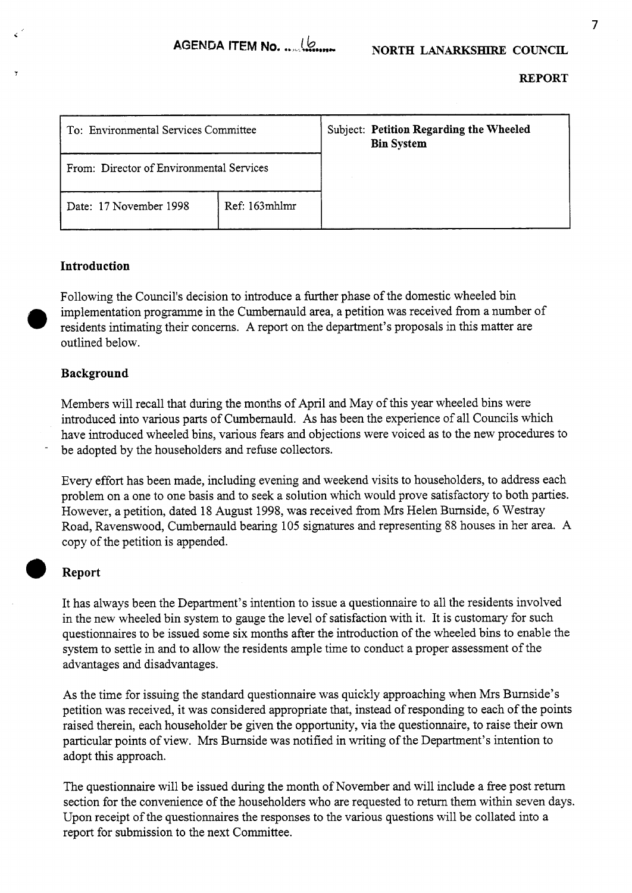**AGENDA ITEM No. ....16....**

**NORTH LANARKSHIRE COUNCIL**

**REPORT**

| To: Environmental Services Committee | | Subject: **Petition Regarding the Wheeled Bin System** |
|---|---|---|
| From: Director of Environmental Services | | |
| Date: 17 November 1998 | Ref: 163mhlmr | |

## Introduction

Following the Council's decision to introduce a further phase of the domestic wheeled bin implementation programme in the Cumbernauld area, a petition was received from a number of residents intimating their concerns. A report on the department's proposals in this matter are outlined below.

## Background

Members will recall that during the months of April and May of this year wheeled bins were introduced into various parts of Cumbernauld. As has been the experience of all Councils which have introduced wheeled bins, various fears and objections were voiced as to the new procedures to be adopted by the householders and refuse collectors.

Every effort has been made, including evening and weekend visits to householders, to address each problem on a one to one basis and to seek a solution which would prove satisfactory to both parties. However, a petition, dated 18 August 1998, was received from Mrs Helen Burnside, 6 Westray Road, Ravenswood, Cumbernauld bearing 105 signatures and representing 88 houses in her area. A copy of the petition is appended.

## Report

It has always been the Department's intention to issue a questionnaire to all the residents involved in the new wheeled bin system to gauge the level of satisfaction with it. It is customary for such questionnaires to be issued some six months after the introduction of the wheeled bins to enable the system to settle in and to allow the residents ample time to conduct a proper assessment of the advantages and disadvantages.

As the time for issuing the standard questionnaire was quickly approaching when Mrs Burnside's petition was received, it was considered appropriate that, instead of responding to each of the points raised therein, each householder be given the opportunity, via the questionnaire, to raise their own particular points of view. Mrs Burnside was notified in writing of the Department's intention to adopt this approach.

The questionnaire will be issued during the month of November and will include a free post return section for the convenience of the householders who are requested to return them within seven days. Upon receipt of the questionnaires the responses to the various questions will be collated into a report for submission to the next Committee.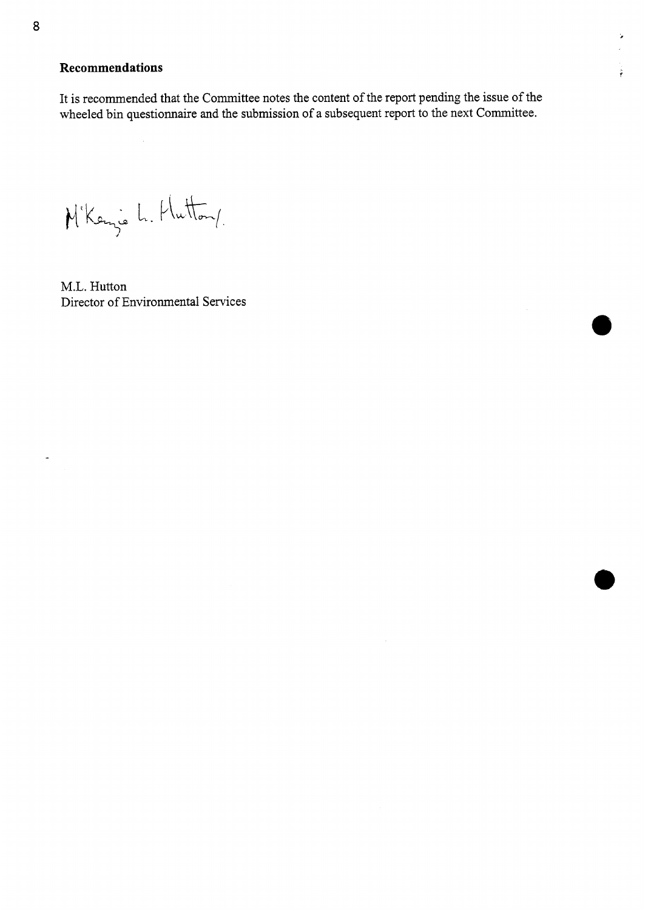## Recommendations

It is recommended that the Committee notes the content of the report pending the issue of the wheeled bin questionnaire and the submission of a subsequent report to the next Committee.

M'Kenzie L. Hutton.

M.L. Hutton
Director of Environmental Services